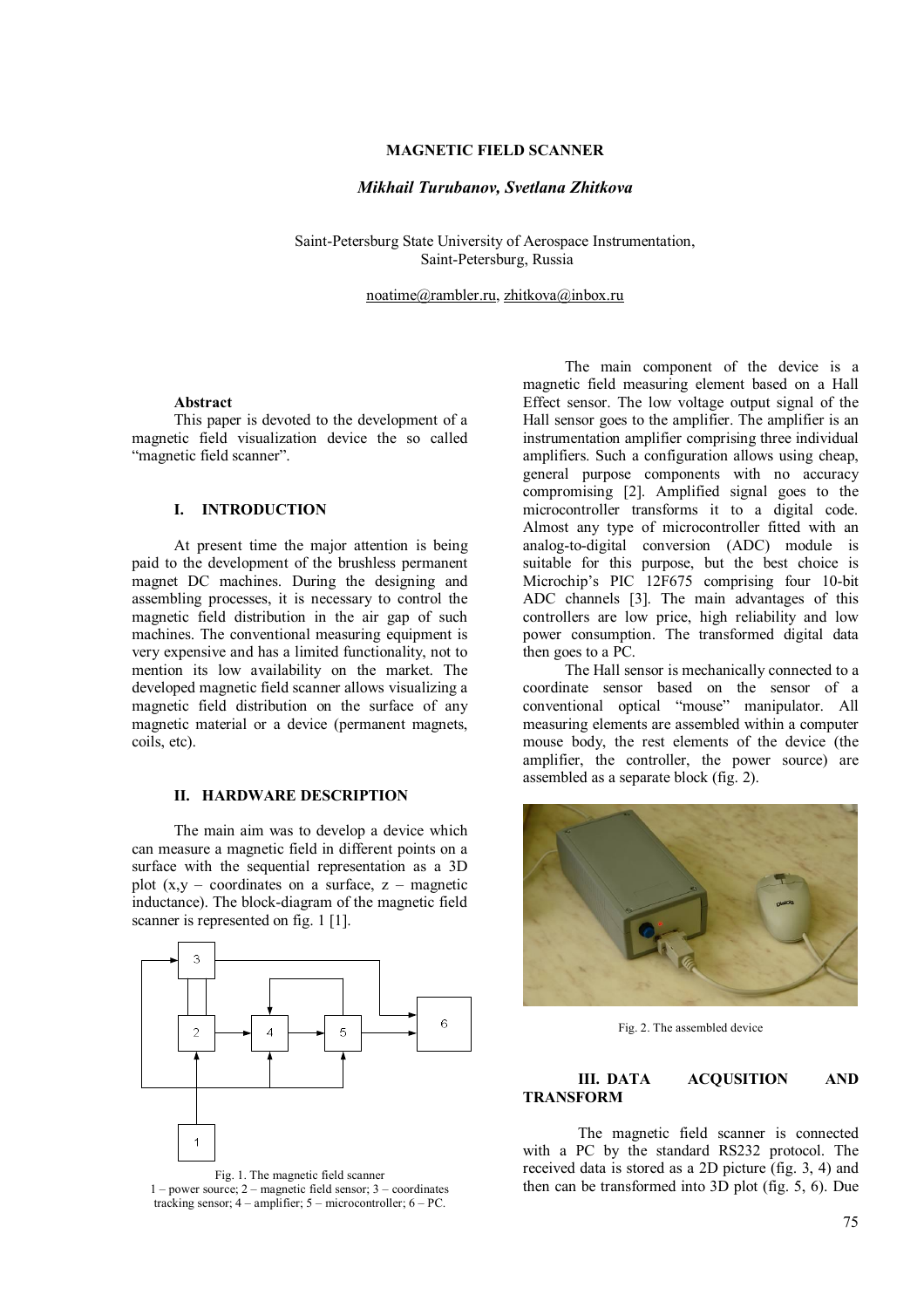# MAGNETIC FIELD SCANNER

***Mikhail Turubanov, Svetlana Zhitkova***

Saint-Petersburg State University of Aerospace Instrumentation,
Saint-Petersburg, Russia

noatime@rambler.ru, zhitkova@inbox.ru

### Abstract

This paper is devoted to the development of a magnetic field visualization device the so called "magnetic field scanner".

## I. INTRODUCTION

At present time the major attention is being paid to the development of the brushless permanent magnet DC machines. During the designing and assembling processes, it is necessary to control the magnetic field distribution in the air gap of such machines. The conventional measuring equipment is very expensive and has a limited functionality, not to mention its low availability on the market. The developed magnetic field scanner allows visualizing a magnetic field distribution on the surface of any magnetic material or a device (permanent magnets, coils, etc).

## II. HARDWARE DESCRIPTION

The main aim was to develop a device which can measure a magnetic field in different points on a surface with the sequential representation as a 3D plot (x,y – coordinates on a surface, z – magnetic inductance). The block-diagram of the magnetic field scanner is represented on fig. 1 [1].

Fig. 1. The magnetic field scanner
1 – power source; 2 – magnetic field sensor; 3 – coordinates tracking sensor; 4 – amplifier; 5 – microcontroller; 6 – PC.

The main component of the device is a magnetic field measuring element based on a Hall Effect sensor. The low voltage output signal of the Hall sensor goes to the amplifier. The amplifier is an instrumentation amplifier comprising three individual amplifiers. Such a configuration allows using cheap, general purpose components with no accuracy compromising [2]. Amplified signal goes to the microcontroller transforms it to a digital code. Almost any type of microcontroller fitted with an analog-to-digital conversion (ADC) module is suitable for this purpose, but the best choice is Microchip's PIC 12F675 comprising four 10-bit ADC channels [3]. The main advantages of this controllers are low price, high reliability and low power consumption. The transformed digital data then goes to a PC.

The Hall sensor is mechanically connected to a coordinate sensor based on the sensor of a conventional optical "mouse" manipulator. All measuring elements are assembled within a computer mouse body, the rest elements of the device (the amplifier, the controller, the power source) are assembled as a separate block (fig. 2).

Fig. 2. The assembled device

## III. DATA ACQUSITION AND TRANSFORM

The magnetic field scanner is connected with a PC by the standard RS232 protocol. The received data is stored as a 2D picture (fig. 3, 4) and then can be transformed into 3D plot (fig. 5, 6). Due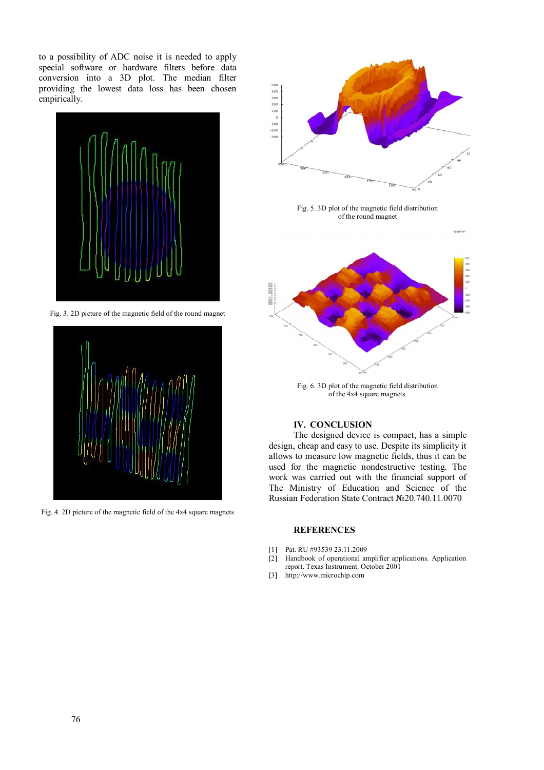to a possibility of ADC noise it is needed to apply special software or hardware filters before data conversion into a 3D plot. The median filter providing the lowest data loss has been chosen empirically.

Fig. 3. 2D picture of the magnetic field of the round magnet

Fig. 4. 2D picture of the magnetic field of the 4x4 square magnets

Fig. 5. 3D plot of the magnetic field distribution of the round magnet

Fig. 6. 3D plot of the magnetic field distribution of the 4x4 square magnets.

## IV. CONCLUSION

The designed device is compact, has a simple design, cheap and easy to use. Despite its simplicity it allows to measure low magnetic fields, thus it can be used for the magnetic nondestructive testing. The work was carried out with the financial support of The Ministry of Education and Science of the Russian Federation State Contract №20.740.11.0070

## REFERENCES

[1] Pat. RU #93539 23.11.2009

[2] Handbook of operational amplifier applications. Application report. Texas Instrument. October 2001

[3] http://www.microchip.com